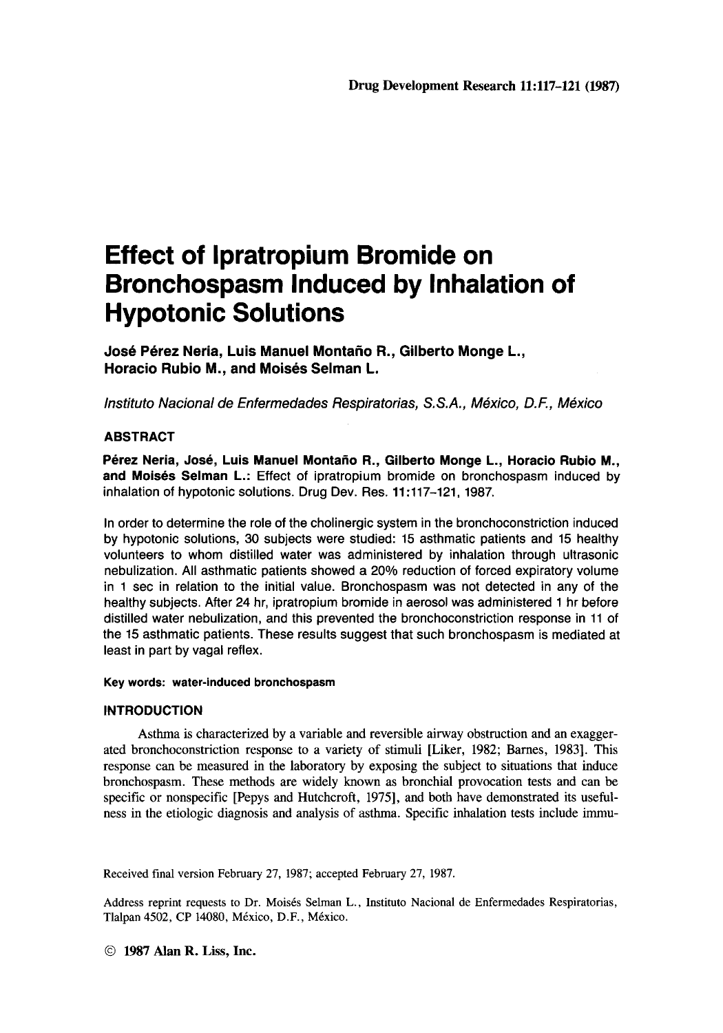# Effect of Ipratropium Bromide on Bronchospasm Induced by Inhalation of Hypotonic Solutions

**José Pérez Neria, Luis Manuel Montaño R., Gilberto Monge L., Horacio Rubio M., and Moisés Selman L.**

*Instituto Nacional de Enfermedades Respiratorias, S.S.A., México, D.F., México*

## ABSTRACT

**Pérez Neria, José, Luis Manuel Montaño R., Gilberto Monge L., Horacio Rubio M., and Moisés Selman L.:** Effect of ipratropium bromide on bronchospasm induced by inhalation of hypotonic solutions. Drug Dev. Res. **11**:117–121, 1987.

In order to determine the role of the cholinergic system in the bronchoconstriction induced by hypotonic solutions, 30 subjects were studied: 15 asthmatic patients and 15 healthy volunteers to whom distilled water was administered by inhalation through ultrasonic nebulization. All asthmatic patients showed a 20% reduction of forced expiratory volume in 1 sec in relation to the initial value. Bronchospasm was not detected in any of the healthy subjects. After 24 hr, ipratropium bromide in aerosol was administered 1 hr before distilled water nebulization, and this prevented the bronchoconstriction response in 11 of the 15 asthmatic patients. These results suggest that such bronchospasm is mediated at least in part by vagal reflex.

**Key words: water-induced bronchospasm**

## INTRODUCTION

Asthma is characterized by a variable and reversible airway obstruction and an exaggerated bronchoconstriction response to a variety of stimuli [Liker, 1982; Barnes, 1983]. This response can be measured in the laboratory by exposing the subject to situations that induce bronchospasm. These methods are widely known as bronchial provocation tests and can be specific or nonspecific [Pepys and Hutchcroft, 1975], and both have demonstrated its usefulness in the etiologic diagnosis and analysis of asthma. Specific inhalation tests include immu-

Received final version February 27, 1987; accepted February 27, 1987.

Address reprint requests to Dr. Moisés Selman L., Instituto Nacional de Enfermedades Respiratorias, Tlalpan 4502, CP 14080, México, D.F., México.

© 1987 Alan R. Liss, Inc.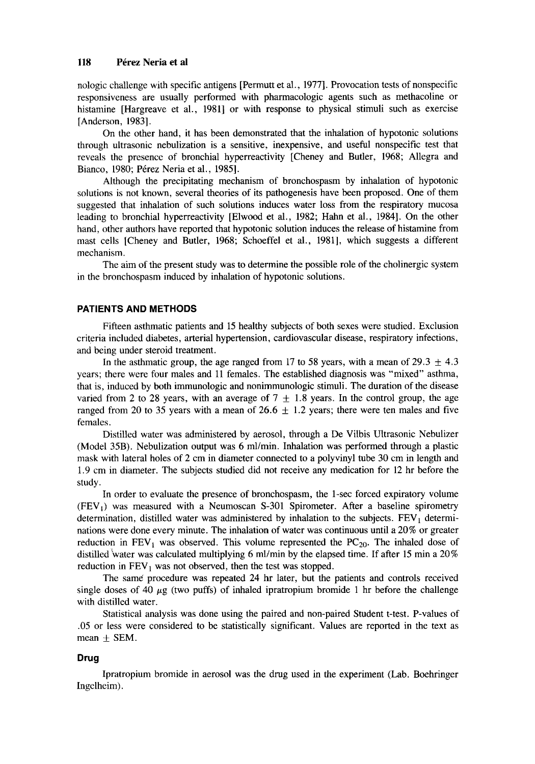nologic challenge with specific antigens [Permutt et al., 1977]. Provocation tests of nonspecific responsiveness are usually performed with pharmacologic agents such as methacoline or histamine [Hargreave et al., 1981] or with response to physical stimuli such as exercise [Anderson, 1983].

On the other hand, it has been demonstrated that the inhalation of hypotonic solutions through ultrasonic nebulization is a sensitive, inexpensive, and useful nonspecific test that reveals the presence of bronchial hyperreactivity [Cheney and Butler, 1968; Allegra and Bianco, 1980; Pérez Neria et al., 1985].

Although the precipitating mechanism of bronchospasm by inhalation of hypotonic solutions is not known, several theories of its pathogenesis have been proposed. One of them suggested that inhalation of such solutions induces water loss from the respiratory mucosa leading to bronchial hyperreactivity [Elwood et al., 1982; Hahn et al., 1984]. On the other hand, other authors have reported that hypotonic solution induces the release of histamine from mast cells [Cheney and Butler, 1968; Schoeffel et al., 1981], which suggests a different mechanism.

The aim of the present study was to determine the possible role of the cholinergic system in the bronchospasm induced by inhalation of hypotonic solutions.

## PATIENTS AND METHODS

Fifteen asthmatic patients and 15 healthy subjects of both sexes were studied. Exclusion criteria included diabetes, arterial hypertension, cardiovascular disease, respiratory infections, and being under steroid treatment.

In the asthmatic group, the age ranged from 17 to 58 years, with a mean of 29.3 ± 4.3 years; there were four males and 11 females. The established diagnosis was "mixed" asthma, that is, induced by both immunologic and nonimmunologic stimuli. The duration of the disease varied from 2 to 28 years, with an average of 7 ± 1.8 years. In the control group, the age ranged from 20 to 35 years with a mean of 26.6 ± 1.2 years; there were ten males and five females.

Distilled water was administered by aerosol, through a De Vilbis Ultrasonic Nebulizer (Model 35B). Nebulization output was 6 ml/min. Inhalation was performed through a plastic mask with lateral holes of 2 cm in diameter connected to a polyvinyl tube 30 cm in length and 1.9 cm in diameter. The subjects studied did not receive any medication for 12 hr before the study.

In order to evaluate the presence of bronchospasm, the 1-sec forced expiratory volume ($FEV_1$) was measured with a Neumoscan S-301 Spirometer. After a baseline spirometry determination, distilled water was administered by inhalation to the subjects. $FEV_1$ determinations were done every minute. The inhalation of water was continuous until a 20% or greater reduction in $FEV_1$ was observed. This volume represented the $PC_{20}$. The inhaled dose of distilled water was calculated multiplying 6 ml/min by the elapsed time. If after 15 min a 20% reduction in $FEV_1$ was not observed, then the test was stopped.

The same procedure was repeated 24 hr later, but the patients and controls received single doses of 40 $\mu$g (two puffs) of inhaled ipratropium bromide 1 hr before the challenge with distilled water.

Statistical analysis was done using the paired and non-paired Student t-test. P-values of .05 or less were considered to be statistically significant. Values are reported in the text as mean ± SEM.

### Drug

Ipratropium bromide in aerosol was the drug used in the experiment (Lab. Boehringer Ingelheim).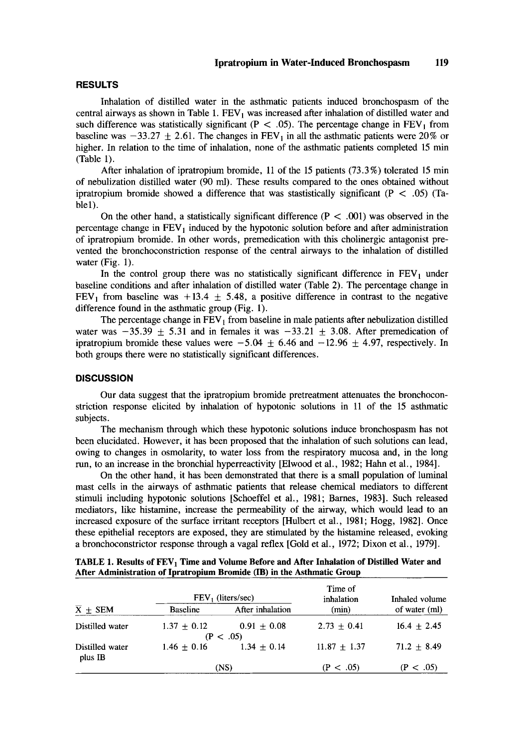## RESULTS

Inhalation of distilled water in the asthmatic patients induced bronchospasm of the central airways as shown in Table 1. $FEV_1$ was increased after inhalation of distilled water and such difference was statistically significant ($P < .05$). The percentage change in $FEV_1$ from baseline was $-33.27 \pm 2.61$. The changes in $FEV_1$ in all the asthmatic patients were 20% or higher. In relation to the time of inhalation, none of the asthmatic patients completed 15 min (Table 1).

After inhalation of ipratropium bromide, 11 of the 15 patients (73.3%) tolerated 15 min of nebulization distilled water (90 ml). These results compared to the ones obtained without ipratropium bromide showed a difference that was stastistically significant ($P < .05$) (Table1).

On the other hand, a statistically significant difference ($P < .001$) was observed in the percentage change in $FEV_1$ induced by the hypotonic solution before and after administration of ipratropium bromide. In other words, premedication with this cholinergic antagonist prevented the bronchoconstriction response of the central airways to the inhalation of distilled water (Fig. 1).

In the control group there was no statistically significant difference in $FEV_1$ under baseline conditions and after inhalation of distilled water (Table 2). The percentage change in $FEV_1$ from baseline was $+13.4 \pm 5.48$, a positive difference in contrast to the negative difference found in the asthmatic group (Fig. 1).

The percentage change in $FEV_1$ from baseline in male patients after nebulization distilled water was $-35.39 \pm 5.31$ and in females it was $-33.21 \pm 3.08$. After premedication of ipratropium bromide these values were $-5.04 \pm 6.46$ and $-12.96 \pm 4.97$, respectively. In both groups there were no statistically significant differences.

## DISCUSSION

Our data suggest that the ipratropium bromide pretreatment attenuates the bronchoconstriction response elicited by inhalation of hypotonic solutions in 11 of the 15 asthmatic subjects.

The mechanism through which these hypotonic solutions induce bronchospasm has not been elucidated. However, it has been proposed that the inhalation of such solutions can lead, owing to changes in osmolarity, to water loss from the respiratory mucosa and, in the long run, to an increase in the bronchial hyperreactivity [Elwood et al., 1982; Hahn et al., 1984].

On the other hand, it has been demonstrated that there is a small population of luminal mast cells in the airways of asthmatic patients that release chemical mediators to different stimuli including hypotonic solutions [Schoeffel et al., 1981; Barnes, 1983]. Such released mediators, like histamine, increase the permeability of the airway, which would lead to an increased exposure of the surface irritant receptors [Hulbert et al., 1981; Hogg, 1982]. Once these epithelial receptors are exposed, they are stimulated by the histamine released, evoking a bronchoconstrictor response through a vagal reflex [Gold et al., 1972; Dixon et al., 1979].

**TABLE 1. Results of $FEV_1$ Time and Volume Before and After Inhalation of Distilled Water and After Administration of Ipratropium Bromide (IB) in the Asthmatic Group**

| $\bar{X} \pm$ SEM | $FEV_1$ (liters/sec) Baseline | $FEV_1$ (liters/sec) After inhalation | Time of inhalation (min) | Inhaled volume of water (ml) |
|---|---|---|---|---|
| Distilled water | $1.37 \pm 0.12$ | $0.91 \pm 0.08$ | $2.73 \pm 0.41$ | $16.4 \pm 2.45$ |
| | ($P < .05$) | | | |
| Distilled water plus IB | $1.46 \pm 0.16$ | $1.34 \pm 0.14$ | $11.87 \pm 1.37$ | $71.2 \pm 8.49$ |
| | (NS) | | ($P < .05$) | ($P < .05$) |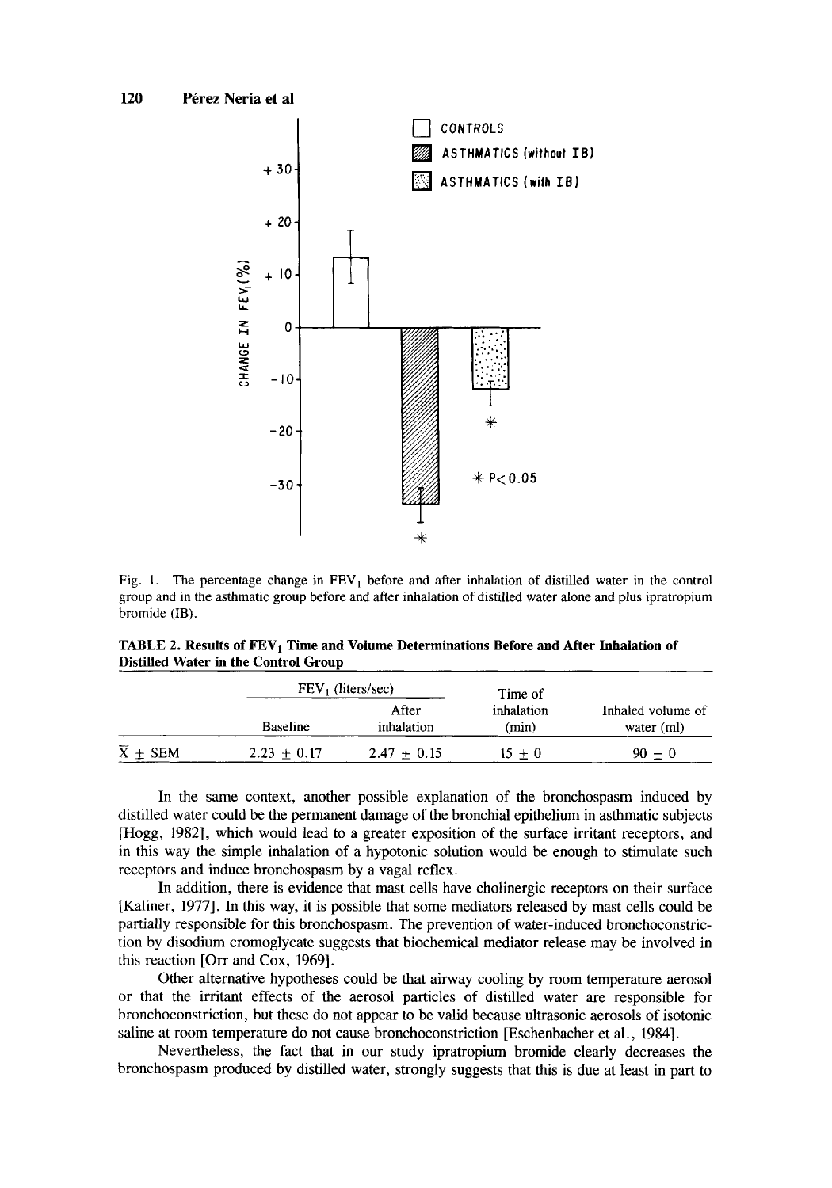Fig. 1. The percentage change in $FEV_1$ before and after inhalation of distilled water in the control group and in the asthmatic group before and after inhalation of distilled water alone and plus ipratropium bromide (IB).

**TABLE 2. Results of $FEV_1$ Time and Volume Determinations Before and After Inhalation of Distilled Water in the Control Group**

| | $FEV_1$ (liters/sec) | | Time of inhalation (min) | Inhaled volume of water (ml) |
|---|---|---|---|---|
| | Baseline | After inhalation | | |
| $\bar{X} \pm SEM$ | $2.23 \pm 0.17$ | $2.47 \pm 0.15$ | $15 \pm 0$ | $90 \pm 0$ |

In the same context, another possible explanation of the bronchospasm induced by distilled water could be the permanent damage of the bronchial epithelium in asthmatic subjects [Hogg, 1982], which would lead to a greater exposition of the surface irritant receptors, and in this way the simple inhalation of a hypotonic solution would be enough to stimulate such receptors and induce bronchospasm by a vagal reflex.

In addition, there is evidence that mast cells have cholinergic receptors on their surface [Kaliner, 1977]. In this way, it is possible that some mediators released by mast cells could be partially responsible for this bronchospasm. The prevention of water-induced bronchoconstriction by disodium cromoglycate suggests that biochemical mediator release may be involved in this reaction [Orr and Cox, 1969].

Other alternative hypotheses could be that airway cooling by room temperature aerosol or that the irritant effects of the aerosol particles of distilled water are responsible for bronchoconstriction, but these do not appear to be valid because ultrasonic aerosols of isotonic saline at room temperature do not cause bronchoconstriction [Eschenbacher et al., 1984].

Nevertheless, the fact that in our study ipratropium bromide clearly decreases the bronchospasm produced by distilled water, strongly suggests that this is due at least in part to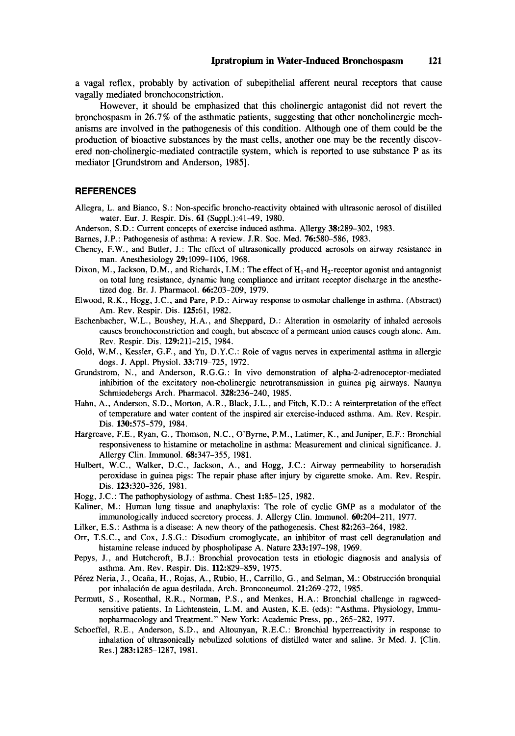a vagal reflex, probably by activation of subepithelial afferent neural receptors that cause vagally mediated bronchoconstriction.

However, it should be emphasized that this cholinergic antagonist did not revert the bronchospasm in 26.7% of the asthmatic patients, suggesting that other noncholinergic mechanisms are involved in the pathogenesis of this condition. Although one of them could be the production of bioactive substances by the mast cells, another one may be the recently discovered non-cholinergic-mediated contractile system, which is reported to use substance P as its mediator [Grundstrom and Anderson, 1985].

## REFERENCES

Allegra, L. and Bianco, S.: Non-specific broncho-reactivity obtained with ultrasonic aerosol of distilled water. Eur. J. Respir. Dis. **61** (Suppl.):41–49, 1980.

Anderson, S.D.: Current concepts of exercise induced asthma. Allergy **38**:289–302, 1983.

Barnes, J.P.: Pathogenesis of asthma: A review. J.R. Soc. Med. **76**:580–586, 1983.

Cheney, F.W., and Butler, J.: The effect of ultrasonically produced aerosols on airway resistance in man. Anesthesiology **29**:1099–1106, 1968.

Dixon, M., Jackson, D.M., and Richards, I.M.: The effect of $H_1$-and $H_2$-receptor agonist and antagonist on total lung resistance, dynamic lung compliance and irritant receptor discharge in the anesthetized dog. Br. J. Pharmacol. **66**:203–209, 1979.

Elwood, R.K., Hogg, J.C., and Pare, P.D.: Airway response to osmolar challenge in asthma. (Abstract) Am. Rev. Respir. Dis. **125**:61, 1982.

Eschenbacher, W.L., Boushey, H.A., and Sheppard, D.: Alteration in osmolarity of inhaled aerosols causes bronchoconstriction and cough, but absence of a permeant union causes cough alone. Am. Rev. Respir. Dis. **129**:211–215, 1984.

Gold, W.M., Kessler, G.F., and Yu, D.Y.C.: Role of vagus nerves in experimental asthma in allergic dogs. J. Appl. Physiol. **33**:719–725, 1972.

Grundstrom, N., and Anderson, R.G.G.: In vivo demonstration of alpha-2-adrenoceptor-mediated inhibition of the excitatory non-cholinergic neurotransmission in guinea pig airways. Naunyn Schmiedebergs Arch. Pharmacol. **328**:236–240, 1985.

Hahn, A., Anderson, S.D., Morton, A.R., Black, J.L., and Fitch, K.D.: A reinterpretation of the effect of temperature and water content of the inspired air exercise-induced asthma. Am. Rev. Respir. Dis. **130**:575–579, 1984.

Hargreave, F.E., Ryan, G., Thomson, N.C., O'Byrne, P.M., Latimer, K., and Juniper, E.F.: Bronchial responsiveness to histamine or metacholine in asthma: Measurement and clinical significance. J. Allergy Clin. Immunol. **68**:347–355, 1981.

Hulbert, W.C., Walker, D.C., Jackson, A., and Hogg, J.C.: Airway permeability to horseradish peroxidase in guinea pigs: The repair phase after injury by cigarette smoke. Am. Rev. Respir. Dis. **123**:320–326, 1981.

Hogg, J.C.: The pathophysiology of asthma. Chest **1**:85–125, 1982.

Kaliner, M.: Human lung tissue and anaphylaxis: The role of cyclic GMP as a modulator of the immunologically induced secretory process. J. Allergy Clin. Immunol. **60**:204–211, 1977.

Lilker, E.S.: Asthma is a disease: A new theory of the pathogenesis. Chest **82**:263–264, 1982.

Orr, T.S.C., and Cox, J.S.G.: Disodium cromoglycate, an inhibitor of mast cell degranulation and histamine release induced by phospholipase A. Nature **233**:197–198, 1969.

Pepys, J., and Hutchcroft, B.J.: Bronchial provocation tests in etiologic diagnosis and analysis of asthma. Am. Rev. Respir. Dis. **112**:829–859, 1975.

Pérez Neria, J., Ocaña, H., Rojas, A., Rubio, H., Carrillo, G., and Selman, M.: Obstrucción bronquial por inhalación de agua destilada. Arch. Bronconeumol. **21**:269–272, 1985.

Permutt, S., Rosenthal, R.R., Norman, P.S., and Menkes, H.A.: Bronchial challenge in ragweed-sensitive patients. In Lichtenstein, L.M. and Austen, K.E. (eds): "Asthma. Physiology, Immunopharmacology and Treatment." New York: Academic Press, pp., 265–282, 1977.

Schoeffel, R.E., Anderson, S.D., and Altounyan, R.E.C.: Bronchial hyperreactivity in response to inhalation of ultrasonically nebulized solutions of distilled water and saline. 3r Med. J. [Clin. Res.] **283**:1285–1287, 1981.